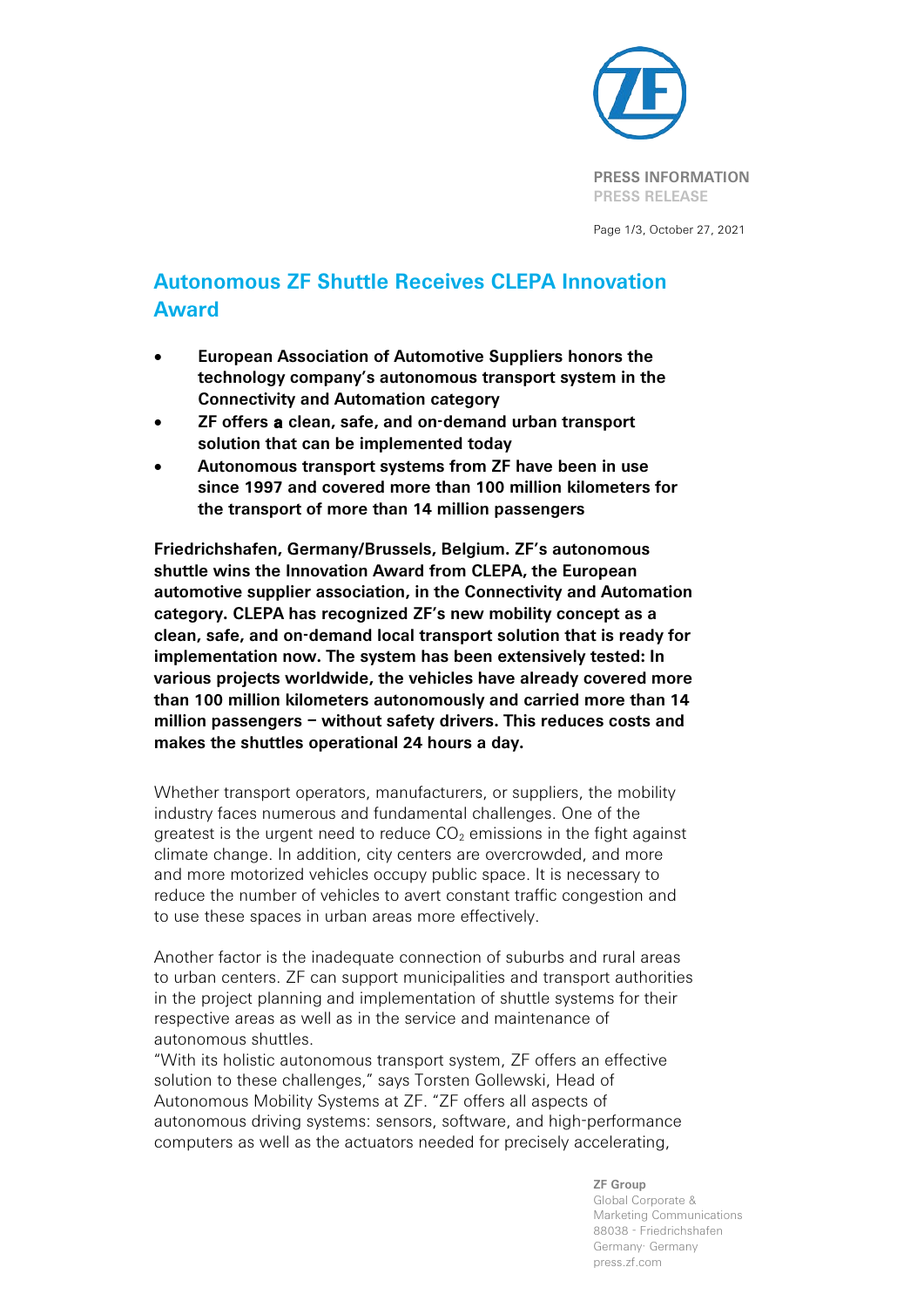PRESS INFORMATION
PRESS RELEASE

October 27, 2021

# Autonomous ZF Shuttle Receives CLEPA Innovation Award

- **European Association of Automotive Suppliers honors the technology company's autonomous transport system in the Connectivity and Automation category**
- **ZF offers a clean, safe, and on-demand urban transport solution that can be implemented today**
- **Autonomous transport systems from ZF have been in use since 1997 and covered more than 100 million kilometers for the transport of more than 14 million passengers**

**Friedrichshafen, Germany/Brussels, Belgium. ZF's autonomous shuttle wins the Innovation Award from CLEPA, the European automotive supplier association, in the Connectivity and Automation category. CLEPA has recognized ZF's new mobility concept as a clean, safe, and on-demand local transport solution that is ready for implementation now. The system has been extensively tested: In various projects worldwide, the vehicles have already covered more than 100 million kilometers autonomously and carried more than 14 million passengers – without safety drivers. This reduces costs and makes the shuttles operational 24 hours a day.**

Whether transport operators, manufacturers, or suppliers, the mobility industry faces numerous and fundamental challenges. One of the greatest is the urgent need to reduce $CO_2$ emissions in the fight against climate change. In addition, city centers are overcrowded, and more and more motorized vehicles occupy public space. It is necessary to reduce the number of vehicles to avert constant traffic congestion and to use these spaces in urban areas more effectively.

Another factor is the inadequate connection of suburbs and rural areas to urban centers. ZF can support municipalities and transport authorities in the project planning and implementation of shuttle systems for their respective areas as well as in the service and maintenance of autonomous shuttles.

"With its holistic autonomous transport system, ZF offers an effective solution to these challenges," says Torsten Gollewski, Head of Autonomous Mobility Systems at ZF. "ZF offers all aspects of autonomous driving systems: sensors, software, and high-performance computers as well as the actuators needed for precisely accelerating,

**ZF Group**
Global Corporate & Marketing Communications
88038 - Friedrichshafen
Germany· Germany
press.zf.com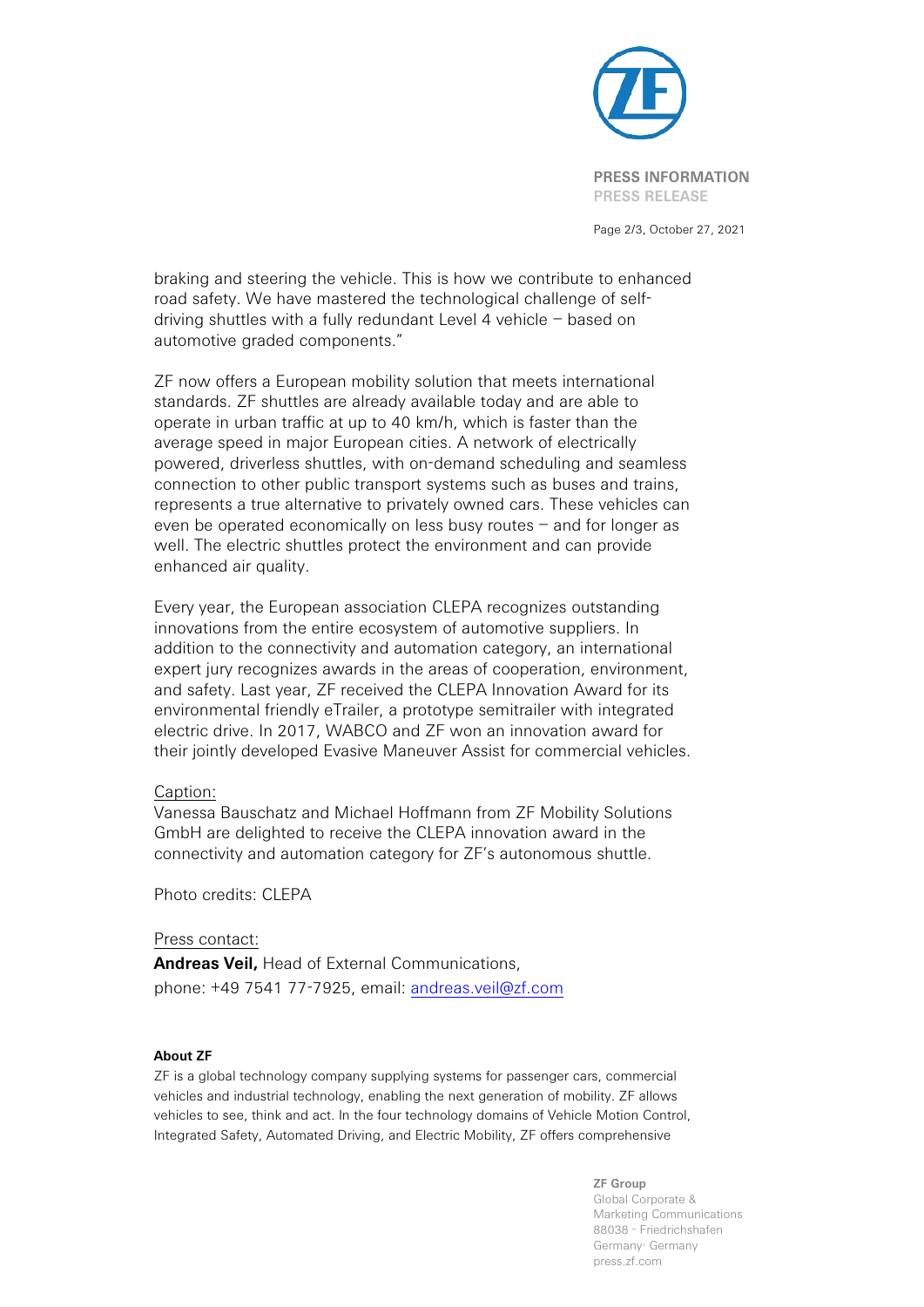braking and steering the vehicle. This is how we contribute to enhanced road safety. We have mastered the technological challenge of self-driving shuttles with a fully redundant Level 4 vehicle – based on automotive graded components."

ZF now offers a European mobility solution that meets international standards. ZF shuttles are already available today and are able to operate in urban traffic at up to 40 km/h, which is faster than the average speed in major European cities. A network of electrically powered, driverless shuttles, with on-demand scheduling and seamless connection to other public transport systems such as buses and trains, represents a true alternative to privately owned cars. These vehicles can even be operated economically on less busy routes – and for longer as well. The electric shuttles protect the environment and can provide enhanced air quality.

Every year, the European association CLEPA recognizes outstanding innovations from the entire ecosystem of automotive suppliers. In addition to the connectivity and automation category, an international expert jury recognizes awards in the areas of cooperation, environment, and safety. Last year, ZF received the CLEPA Innovation Award for its environmental friendly eTrailer, a prototype semitrailer with integrated electric drive. In 2017, WABCO and ZF won an innovation award for their jointly developed Evasive Maneuver Assist for commercial vehicles.

Caption:
Vanessa Bauschatz and Michael Hoffmann from ZF Mobility Solutions GmbH are delighted to receive the CLEPA innovation award in the connectivity and automation category for ZF's autonomous shuttle.

Photo credits: CLEPA

Press contact:
**Andreas Veil,** Head of External Communications,
phone: +49 7541 77-7925, email: andreas.veil@zf.com

**About ZF**

ZF is a global technology company supplying systems for passenger cars, commercial vehicles and industrial technology, enabling the next generation of mobility. ZF allows vehicles to see, think and act. In the four technology domains of Vehicle Motion Control, Integrated Safety, Automated Driving, and Electric Mobility, ZF offers comprehensive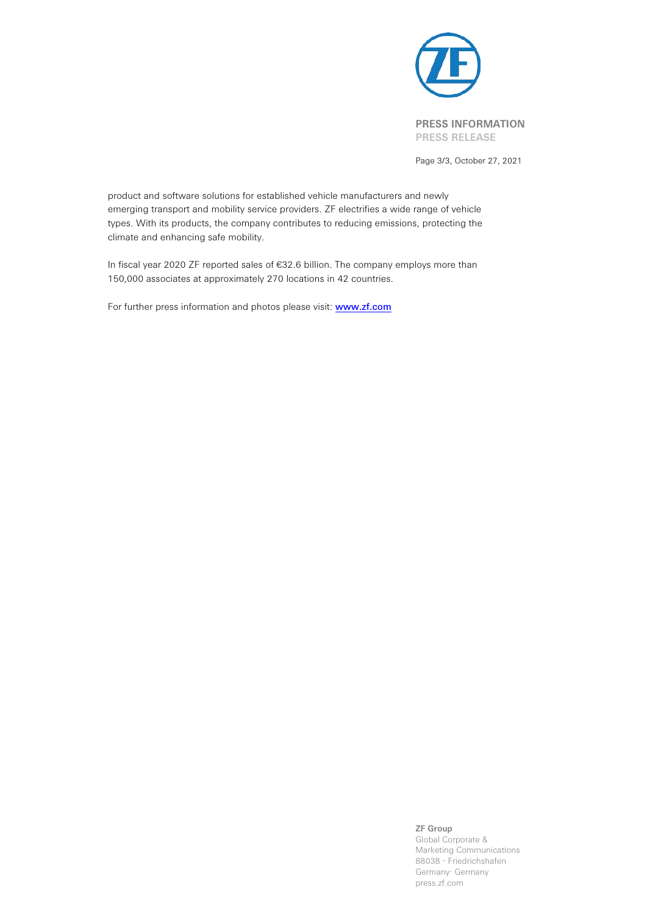product and software solutions for established vehicle manufacturers and newly emerging transport and mobility service providers. ZF electrifies a wide range of vehicle types. With its products, the company contributes to reducing emissions, protecting the climate and enhancing safe mobility.

In fiscal year 2020 ZF reported sales of €32.6 billion. The company employs more than 150,000 associates at approximately 270 locations in 42 countries.

For further press information and photos please visit: [www.zf.com](http://www.zf.com)

**ZF Group**
Global Corporate & Marketing Communications
88038 - Friedrichshafen
Germany· Germany
press.zf.com